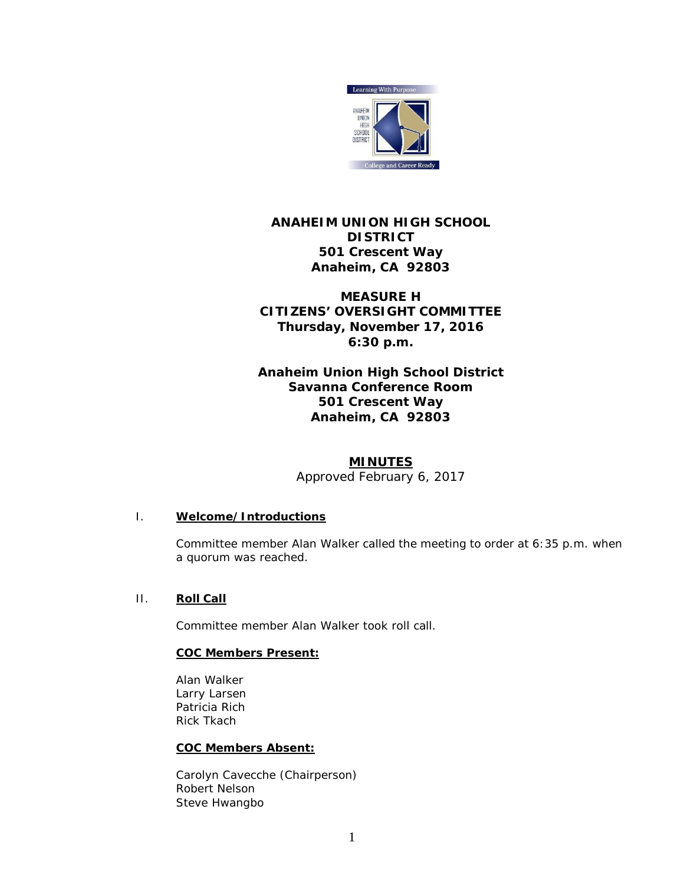**ANAHEIM UNION HIGH SCHOOL DISTRICT**
**501 Crescent Way**
**Anaheim, CA 92803**

**MEASURE H**
**CITIZENS' OVERSIGHT COMMITTEE**
**Thursday, November 17, 2016**
**6:30 p.m.**

**Anaheim Union High School District**
**Savanna Conference Room**
**501 Crescent Way**
**Anaheim, CA 92803**

## MINUTES

Approved February 6, 2017

### I. Welcome/Introductions

Committee member Alan Walker called the meeting to order at 6:35 p.m. when a quorum was reached.

### II. Roll Call

Committee member Alan Walker took roll call.

**COC Members Present:**

Alan Walker
Larry Larsen
Patricia Rich
Rick Tkach

**COC Members Absent:**

Carolyn Cavecche (Chairperson)
Robert Nelson
Steve Hwangbo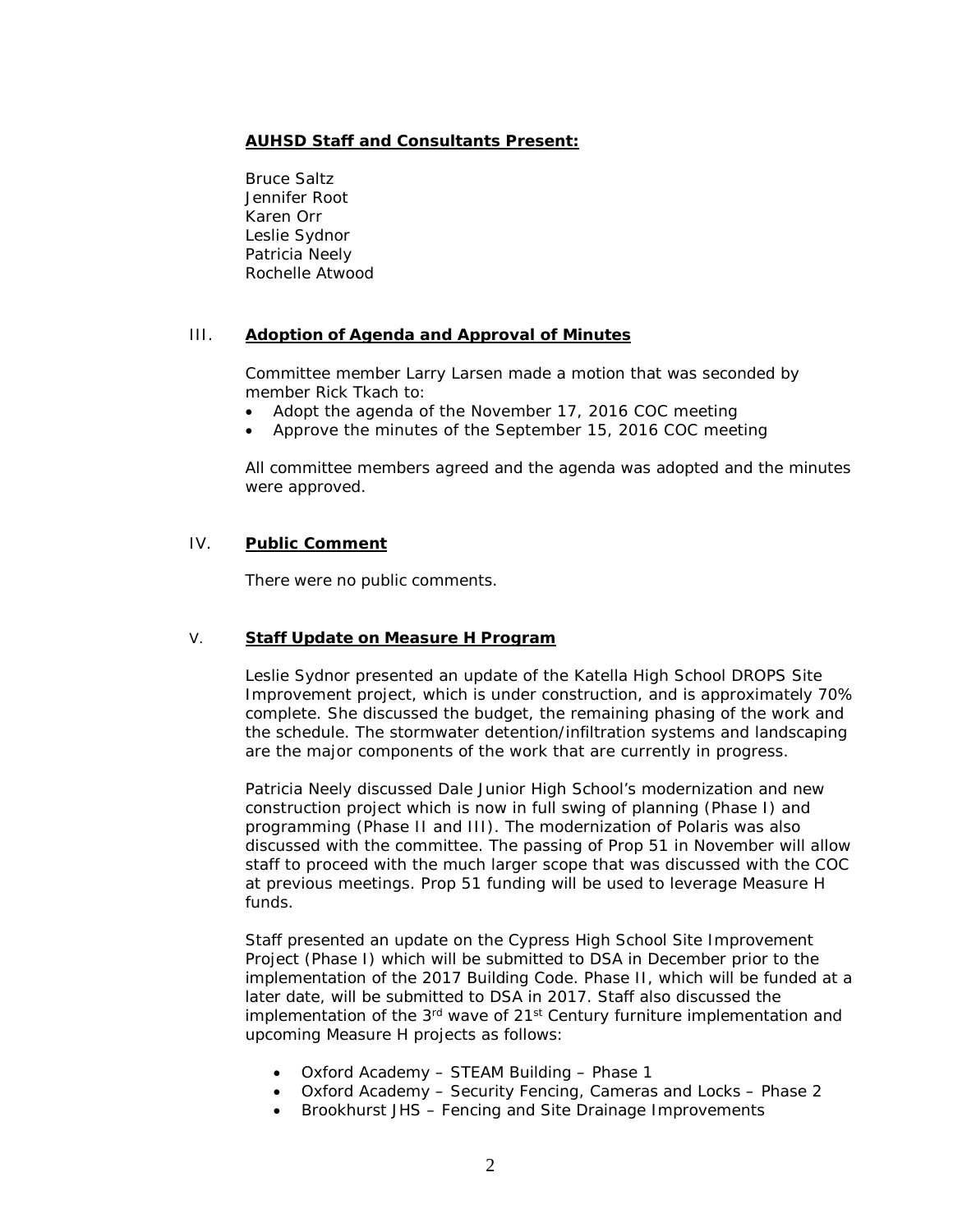**AUHSD Staff and Consultants Present:**

Bruce Saltz
Jennifer Root
Karen Orr
Leslie Sydnor
Patricia Neely
Rochelle Atwood

## III. Adoption of Agenda and Approval of Minutes

Committee member Larry Larsen made a motion that was seconded by member Rick Tkach to:

- Adopt the agenda of the November 17, 2016 COC meeting
- Approve the minutes of the September 15, 2016 COC meeting

All committee members agreed and the agenda was adopted and the minutes were approved.

## IV. Public Comment

There were no public comments.

## V. Staff Update on Measure H Program

Leslie Sydnor presented an update of the Katella High School DROPS Site Improvement project, which is under construction, and is approximately 70% complete. She discussed the budget, the remaining phasing of the work and the schedule. The stormwater detention/infiltration systems and landscaping are the major components of the work that are currently in progress.

Patricia Neely discussed Dale Junior High School's modernization and new construction project which is now in full swing of planning (Phase I) and programming (Phase II and III). The modernization of Polaris was also discussed with the committee. The passing of Prop 51 in November will allow staff to proceed with the much larger scope that was discussed with the COC at previous meetings. Prop 51 funding will be used to leverage Measure H funds.

Staff presented an update on the Cypress High School Site Improvement Project (Phase I) which will be submitted to DSA in December prior to the implementation of the 2017 Building Code. Phase II, which will be funded at a later date, will be submitted to DSA in 2017. Staff also discussed the implementation of the 3rd wave of 21st Century furniture implementation and upcoming Measure H projects as follows:

- Oxford Academy – STEAM Building – Phase 1
- Oxford Academy – Security Fencing, Cameras and Locks – Phase 2
- Brookhurst JHS – Fencing and Site Drainage Improvements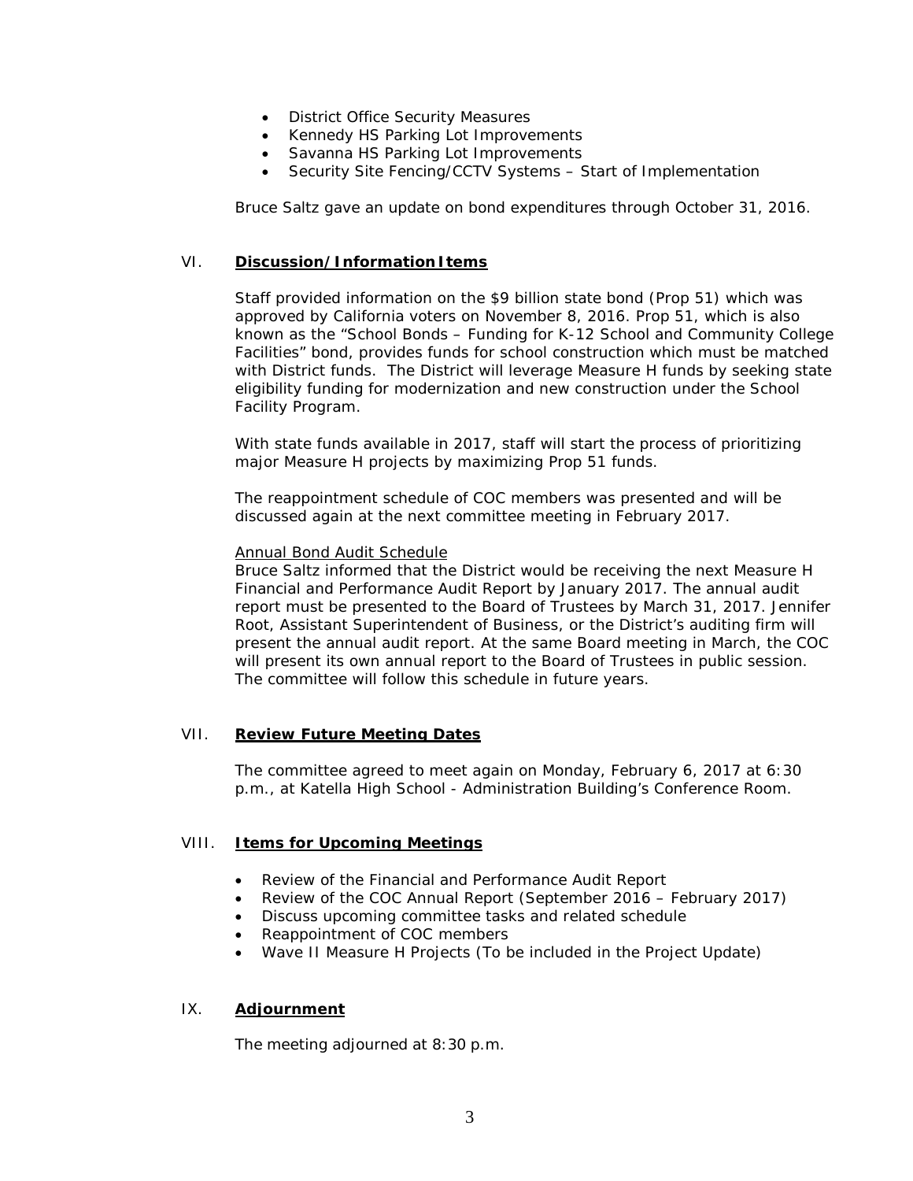- District Office Security Measures
- Kennedy HS Parking Lot Improvements
- Savanna HS Parking Lot Improvements
- Security Site Fencing/CCTV Systems – Start of Implementation

Bruce Saltz gave an update on bond expenditures through October 31, 2016.

## VI. **Discussion/Information Items**

Staff provided information on the $9 billion state bond (Prop 51) which was approved by California voters on November 8, 2016. Prop 51, which is also known as the "School Bonds – Funding for K-12 School and Community College Facilities" bond, provides funds for school construction which must be matched with District funds. The District will leverage Measure H funds by seeking state eligibility funding for modernization and new construction under the School Facility Program.

With state funds available in 2017, staff will start the process of prioritizing major Measure H projects by maximizing Prop 51 funds.

The reappointment schedule of COC members was presented and will be discussed again at the next committee meeting in February 2017.

Annual Bond Audit Schedule

Bruce Saltz informed that the District would be receiving the next Measure H Financial and Performance Audit Report by January 2017. The annual audit report must be presented to the Board of Trustees by March 31, 2017. Jennifer Root, Assistant Superintendent of Business, or the District's auditing firm will present the annual audit report. At the same Board meeting in March, the COC will present its own annual report to the Board of Trustees in public session. The committee will follow this schedule in future years.

## VII. **Review Future Meeting Dates**

The committee agreed to meet again on Monday, February 6, 2017 at 6:30 p.m., at Katella High School - Administration Building's Conference Room.

## VIII. **Items for Upcoming Meetings**

- Review of the Financial and Performance Audit Report
- Review of the COC Annual Report (September 2016 – February 2017)
- Discuss upcoming committee tasks and related schedule
- Reappointment of COC members
- Wave II Measure H Projects (To be included in the Project Update)

## IX. **Adjournment**

The meeting adjourned at 8:30 p.m.